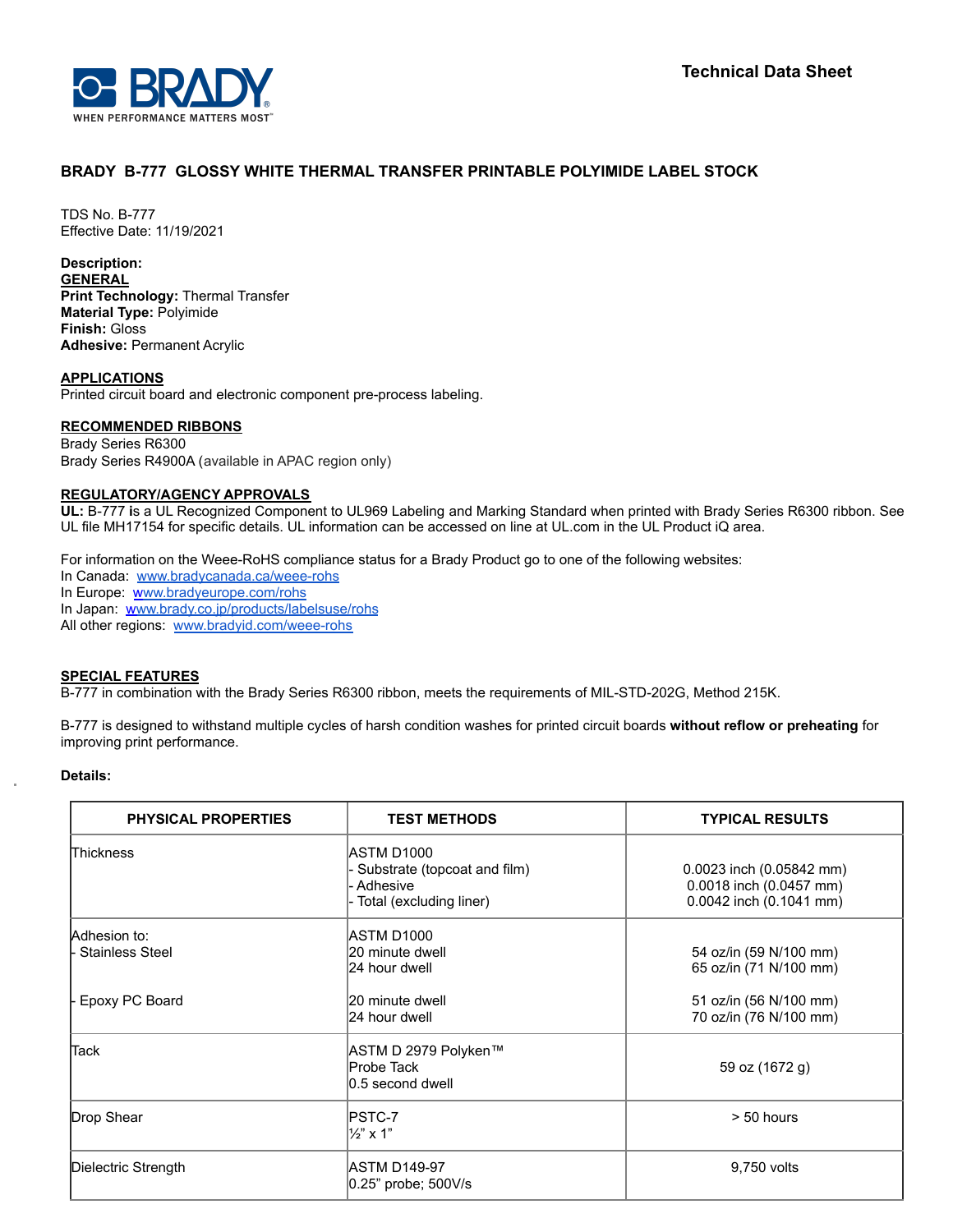**Technical Data Sheet**

# BRADY B-777 GLOSSY WHITE THERMAL TRANSFER PRINTABLE POLYIMIDE LABEL STOCK

TDS No. B-777
Effective Date: 11/19/2021

**Description:**

**GENERAL**

**Print Technology:** Thermal Transfer
**Material Type:** Polyimide
**Finish:** Gloss
**Adhesive:** Permanent Acrylic

**APPLICATIONS**

Printed circuit board and electronic component pre-process labeling.

**RECOMMENDED RIBBONS**

Brady Series R6300
Brady Series R4900A (available in APAC region only)

**REGULATORY/AGENCY APPROVALS**

**UL:** B-777 is a UL Recognized Component to UL969 Labeling and Marking Standard when printed with Brady Series R6300 ribbon. See UL file MH17154 for specific details. UL information can be accessed on line at UL.com in the UL Product iQ area.

For information on the Weee-RoHS compliance status for a Brady Product go to one of the following websites:
In Canada: www.bradycanada.ca/weee-rohs
In Europe: www.bradyeurope.com/rohs
In Japan: www.brady.co.jp/products/labelsuse/rohs
All other regions: www.bradyid.com/weee-rohs

**SPECIAL FEATURES**

B-777 in combination with the Brady Series R6300 ribbon, meets the requirements of MIL-STD-202G, Method 215K.

B-777 is designed to withstand multiple cycles of harsh condition washes for printed circuit boards **without reflow or preheating** for improving print performance.

**Details:**

| PHYSICAL PROPERTIES | TEST METHODS | TYPICAL RESULTS |
|---|---|---|
| Thickness | ASTM D1000<br>- Substrate (topcoat and film)<br>- Adhesive<br>- Total (excluding liner) | <br>0.0023 inch (0.05842 mm)<br>0.0018 inch (0.0457 mm)<br>0.0042 inch (0.1041 mm) |
| Adhesion to:<br>- Stainless Steel | ASTM D1000<br>20 minute dwell<br>24 hour dwell | <br>54 oz/in (59 N/100 mm)<br>65 oz/in (71 N/100 mm) |
| - Epoxy PC Board | 20 minute dwell<br>24 hour dwell | 51 oz/in (56 N/100 mm)<br>70 oz/in (76 N/100 mm) |
| Tack | ASTM D 2979 Polyken™<br>Probe Tack<br>0.5 second dwell | 59 oz (1672 g) |
| Drop Shear | PSTC-7<br>½" x 1" | > 50 hours |
| Dielectric Strength | ASTM D149-97<br>0.25" probe; 500V/s | 9,750 volts |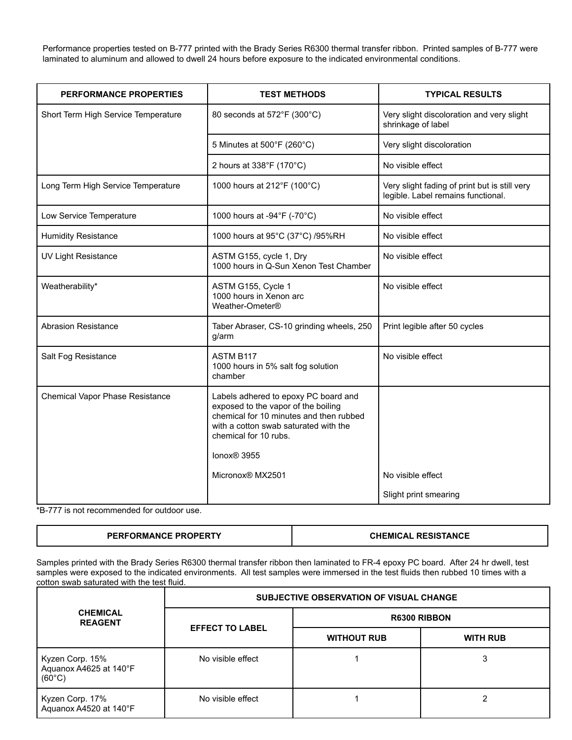Performance properties tested on B-777 printed with the Brady Series R6300 thermal transfer ribbon. Printed samples of B-777 were laminated to aluminum and allowed to dwell 24 hours before exposure to the indicated environmental conditions.

| PERFORMANCE PROPERTIES | TEST METHODS | TYPICAL RESULTS |
|---|---|---|
| Short Term High Service Temperature | 80 seconds at 572°F (300°C) | Very slight discoloration and very slight shrinkage of label |
| | 5 Minutes at 500°F (260°C) | Very slight discoloration |
| | 2 hours at 338°F (170°C) | No visible effect |
| Long Term High Service Temperature | 1000 hours at 212°F (100°C) | Very slight fading of print but is still very legible. Label remains functional. |
| Low Service Temperature | 1000 hours at -94°F (-70°C) | No visible effect |
| Humidity Resistance | 1000 hours at 95°C (37°C) /95%RH | No visible effect |
| UV Light Resistance | ASTM G155, cycle 1, Dry<br>1000 hours in Q-Sun Xenon Test Chamber | No visible effect |
| Weatherability* | ASTM G155, Cycle 1<br>1000 hours in Xenon arc Weather-Ometer® | No visible effect |
| Abrasion Resistance | Taber Abraser, CS-10 grinding wheels, 250 g/arm | Print legible after 50 cycles |
| Salt Fog Resistance | ASTM B117<br>1000 hours in 5% salt fog solution chamber | No visible effect |
| Chemical Vapor Phase Resistance | Labels adhered to epoxy PC board and exposed to the vapor of the boiling chemical for 10 minutes and then rubbed with a cotton swab saturated with the chemical for 10 rubs. | |
| | Ionox® 3955 | |
| | Micronox® MX2501 | No visible effect |
| | | Slight print smearing |

*B-777 is not recommended for outdoor use.

| PERFORMANCE PROPERTY | CHEMICAL RESISTANCE |
|---|---|

Samples printed with the Brady Series R6300 thermal transfer ribbon then laminated to FR-4 epoxy PC board. After 24 hr dwell, test samples were exposed to the indicated environments. All test samples were immersed in the test fluids then rubbed 10 times with a cotton swab saturated with the test fluid.

| CHEMICAL REAGENT | SUBJECTIVE OBSERVATION OF VISUAL CHANGE | | |
|---|---|---|---|
| | EFFECT TO LABEL | R6300 RIBBON | |
| | | WITHOUT RUB | WITH RUB |
| Kyzen Corp. 15% Aquanox A4625 at 140°F (60°C) | No visible effect | 1 | 3 |
| Kyzen Corp. 17% Aquanox A4520 at 140°F | No visible effect | 1 | 2 |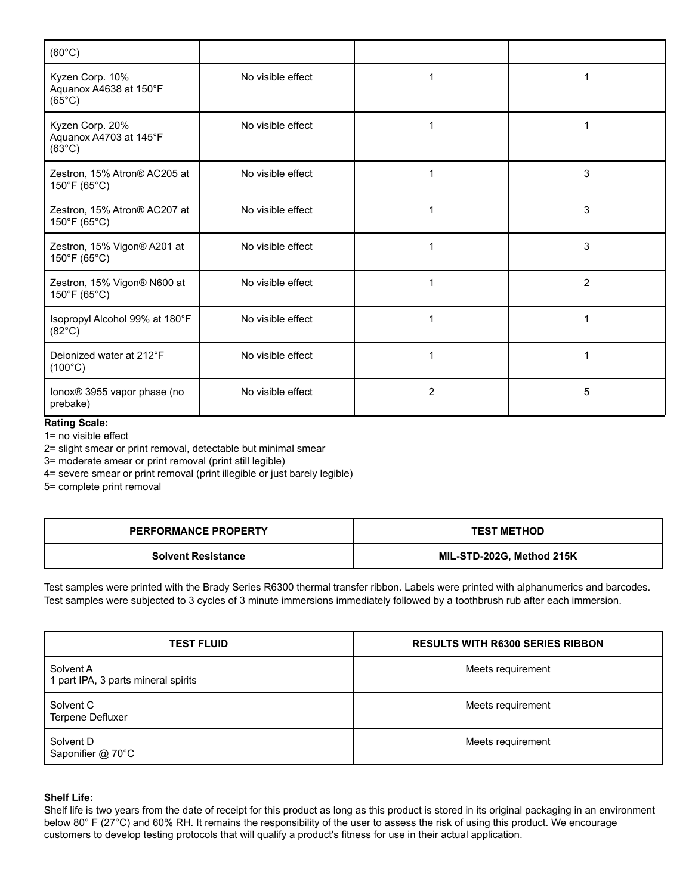| | | | |
|---|---|---|---|
| (60°C) | | | |
| Kyzen Corp. 10% Aquanox A4638 at 150°F (65°C) | No visible effect | 1 | 1 |
| Kyzen Corp. 20% Aquanox A4703 at 145°F (63°C) | No visible effect | 1 | 1 |
| Zestron, 15% Atron® AC205 at 150°F (65°C) | No visible effect | 1 | 3 |
| Zestron, 15% Atron® AC207 at 150°F (65°C) | No visible effect | 1 | 3 |
| Zestron, 15% Vigon® A201 at 150°F (65°C) | No visible effect | 1 | 3 |
| Zestron, 15% Vigon® N600 at 150°F (65°C) | No visible effect | 1 | 2 |
| Isopropyl Alcohol 99% at 180°F (82°C) | No visible effect | 1 | 1 |
| Deionized water at 212°F (100°C) | No visible effect | 1 | 1 |
| Ionox® 3955 vapor phase (no prebake) | No visible effect | 2 | 5 |

**Rating Scale:**
1= no visible effect
2= slight smear or print removal, detectable but minimal smear
3= moderate smear or print removal (print still legible)
4= severe smear or print removal (print illegible or just barely legible)
5= complete print removal

| PERFORMANCE PROPERTY | TEST METHOD |
|---|---|
| **Solvent Resistance** | **MIL-STD-202G, Method 215K** |

Test samples were printed with the Brady Series R6300 thermal transfer ribbon. Labels were printed with alphanumerics and barcodes. Test samples were subjected to 3 cycles of 3 minute immersions immediately followed by a toothbrush rub after each immersion.

| TEST FLUID | RESULTS WITH R6300 SERIES RIBBON |
|---|---|
| Solvent A<br>1 part IPA, 3 parts mineral spirits | Meets requirement |
| Solvent C<br>Terpene Defluxer | Meets requirement |
| Solvent D<br>Saponifier @ 70°C | Meets requirement |

**Shelf Life:**
Shelf life is two years from the date of receipt for this product as long as this product is stored in its original packaging in an environment below 80° F (27°C) and 60% RH. It remains the responsibility of the user to assess the risk of using this product. We encourage customers to develop testing protocols that will qualify a product's fitness for use in their actual application.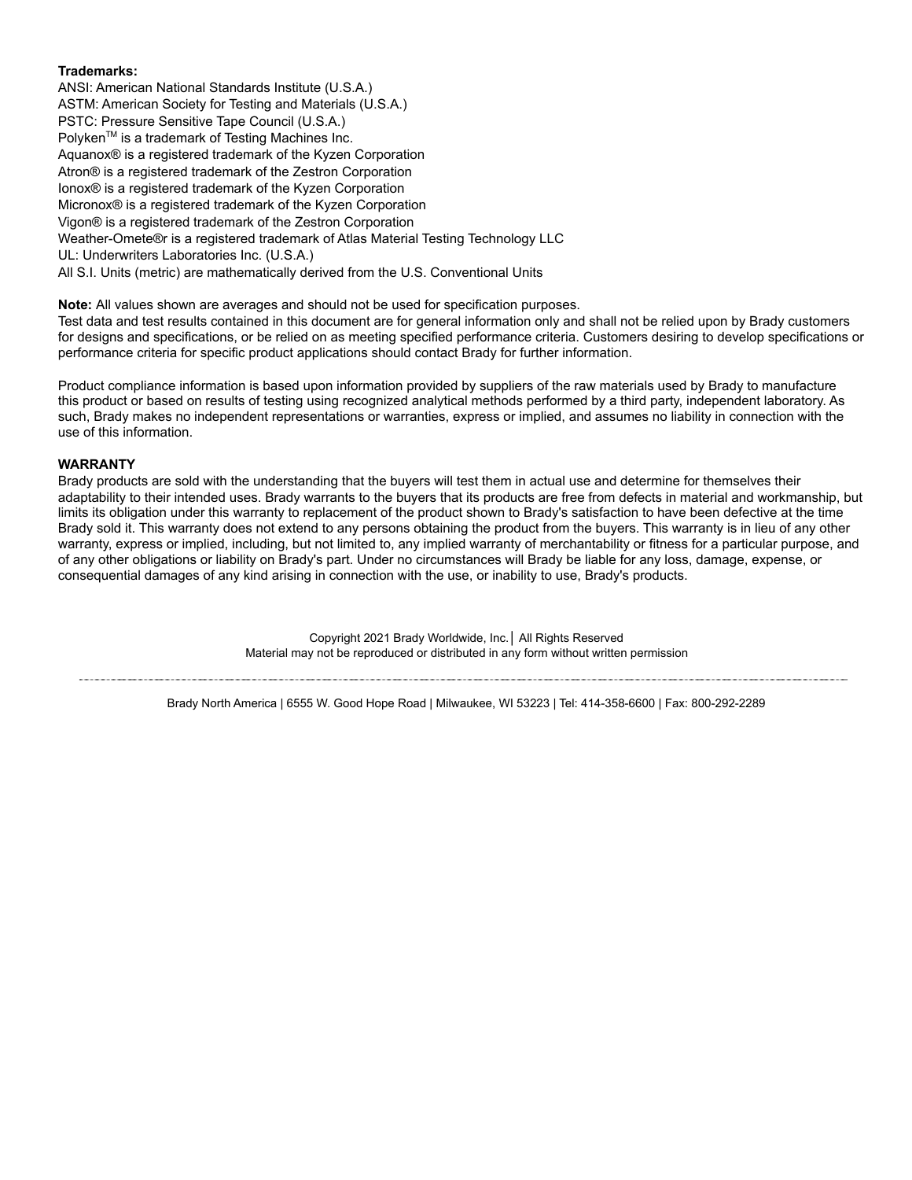**Trademarks:**
ANSI: American National Standards Institute (U.S.A.)
ASTM: American Society for Testing and Materials (U.S.A.)
PSTC: Pressure Sensitive Tape Council (U.S.A.)
Polyken™ is a trademark of Testing Machines Inc.
Aquanox® is a registered trademark of the Kyzen Corporation
Atron® is a registered trademark of the Zestron Corporation
Ionox® is a registered trademark of the Kyzen Corporation
Micronox® is a registered trademark of the Kyzen Corporation
Vigon® is a registered trademark of the Zestron Corporation
Weather-Omete®r is a registered trademark of Atlas Material Testing Technology LLC
UL: Underwriters Laboratories Inc. (U.S.A.)
All S.I. Units (metric) are mathematically derived from the U.S. Conventional Units

**Note:** All values shown are averages and should not be used for specification purposes.
Test data and test results contained in this document are for general information only and shall not be relied upon by Brady customers for designs and specifications, or be relied on as meeting specified performance criteria. Customers desiring to develop specifications or performance criteria for specific product applications should contact Brady for further information.

Product compliance information is based upon information provided by suppliers of the raw materials used by Brady to manufacture this product or based on results of testing using recognized analytical methods performed by a third party, independent laboratory. As such, Brady makes no independent representations or warranties, express or implied, and assumes no liability in connection with the use of this information.

**WARRANTY**
Brady products are sold with the understanding that the buyers will test them in actual use and determine for themselves their adaptability to their intended uses. Brady warrants to the buyers that its products are free from defects in material and workmanship, but limits its obligation under this warranty to replacement of the product shown to Brady's satisfaction to have been defective at the time Brady sold it. This warranty does not extend to any persons obtaining the product from the buyers. This warranty is in lieu of any other warranty, express or implied, including, but not limited to, any implied warranty of merchantability or fitness for a particular purpose, and of any other obligations or liability on Brady's part. Under no circumstances will Brady be liable for any loss, damage, expense, or consequential damages of any kind arising in connection with the use, or inability to use, Brady's products.

Copyright 2021 Brady Worldwide, Inc.│ All Rights Reserved
Material may not be reproduced or distributed in any form without written permission

Brady North America | 6555 W. Good Hope Road | Milwaukee, WI 53223 | Tel: 414-358-6600 | Fax: 800-292-2289